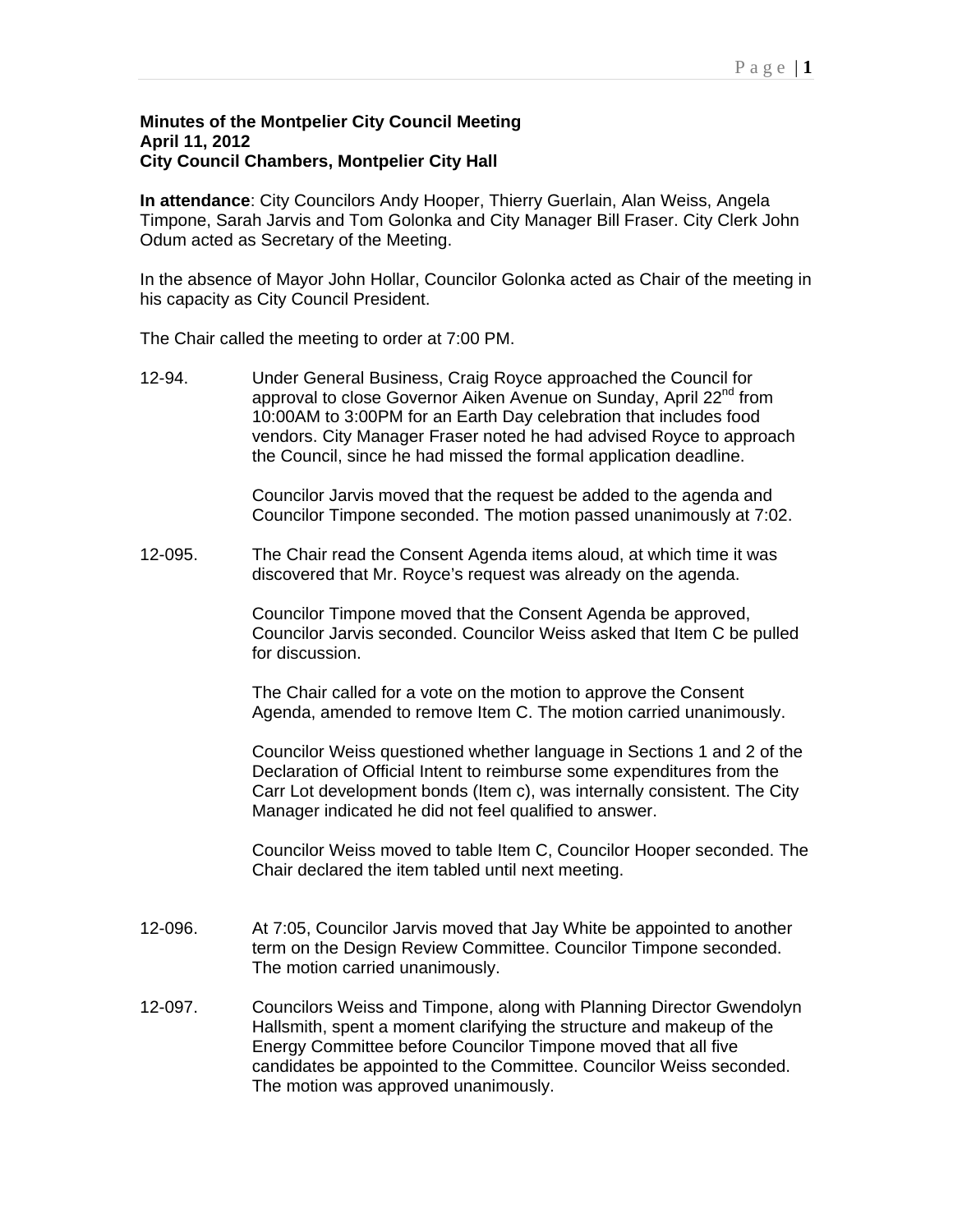**Minutes of the Montpelier City Council Meeting**
**April 11, 2012**
**City Council Chambers, Montpelier City Hall**

**In attendance**: City Councilors Andy Hooper, Thierry Guerlain, Alan Weiss, Angela Timpone, Sarah Jarvis and Tom Golonka and City Manager Bill Fraser. City Clerk John Odum acted as Secretary of the Meeting.

In the absence of Mayor John Hollar, Councilor Golonka acted as Chair of the meeting in his capacity as City Council President.

The Chair called the meeting to order at 7:00 PM.

12-94. Under General Business, Craig Royce approached the Council for approval to close Governor Aiken Avenue on Sunday, April 22nd from 10:00AM to 3:00PM for an Earth Day celebration that includes food vendors. City Manager Fraser noted he had advised Royce to approach the Council, since he had missed the formal application deadline.

Councilor Jarvis moved that the request be added to the agenda and Councilor Timpone seconded. The motion passed unanimously at 7:02.

12-095. The Chair read the Consent Agenda items aloud, at which time it was discovered that Mr. Royce's request was already on the agenda.

Councilor Timpone moved that the Consent Agenda be approved, Councilor Jarvis seconded. Councilor Weiss asked that Item C be pulled for discussion.

The Chair called for a vote on the motion to approve the Consent Agenda, amended to remove Item C. The motion carried unanimously.

Councilor Weiss questioned whether language in Sections 1 and 2 of the Declaration of Official Intent to reimburse some expenditures from the Carr Lot development bonds (Item c), was internally consistent. The City Manager indicated he did not feel qualified to answer.

Councilor Weiss moved to table Item C, Councilor Hooper seconded. The Chair declared the item tabled until next meeting.

12-096. At 7:05, Councilor Jarvis moved that Jay White be appointed to another term on the Design Review Committee. Councilor Timpone seconded. The motion carried unanimously.

12-097. Councilors Weiss and Timpone, along with Planning Director Gwendolyn Hallsmith, spent a moment clarifying the structure and makeup of the Energy Committee before Councilor Timpone moved that all five candidates be appointed to the Committee. Councilor Weiss seconded. The motion was approved unanimously.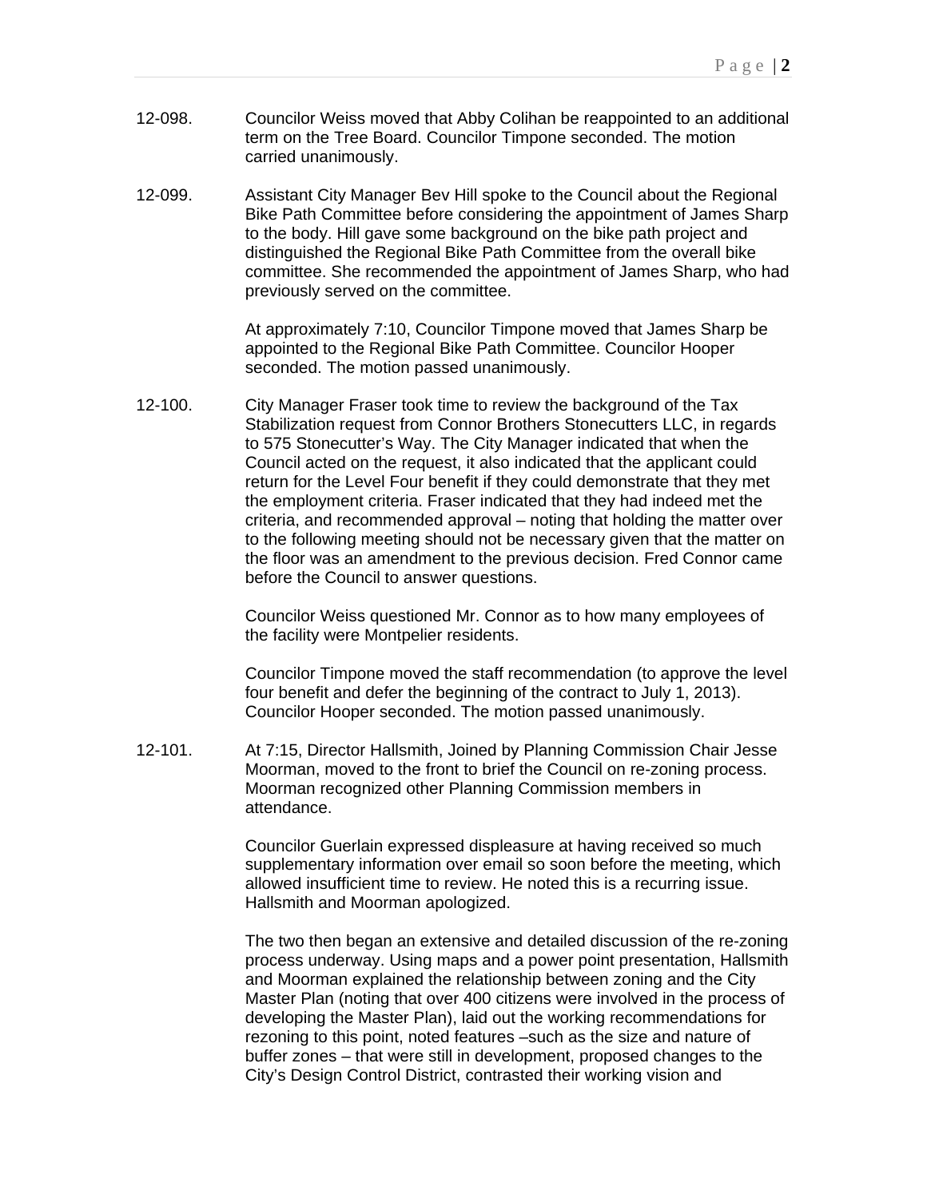12-098. Councilor Weiss moved that Abby Colihan be reappointed to an additional term on the Tree Board. Councilor Timpone seconded. The motion carried unanimously.

12-099. Assistant City Manager Bev Hill spoke to the Council about the Regional Bike Path Committee before considering the appointment of James Sharp to the body. Hill gave some background on the bike path project and distinguished the Regional Bike Path Committee from the overall bike committee. She recommended the appointment of James Sharp, who had previously served on the committee.

At approximately 7:10, Councilor Timpone moved that James Sharp be appointed to the Regional Bike Path Committee. Councilor Hooper seconded. The motion passed unanimously.

12-100. City Manager Fraser took time to review the background of the Tax Stabilization request from Connor Brothers Stonecutters LLC, in regards to 575 Stonecutter's Way. The City Manager indicated that when the Council acted on the request, it also indicated that the applicant could return for the Level Four benefit if they could demonstrate that they met the employment criteria. Fraser indicated that they had indeed met the criteria, and recommended approval – noting that holding the matter over to the following meeting should not be necessary given that the matter on the floor was an amendment to the previous decision. Fred Connor came before the Council to answer questions.

Councilor Weiss questioned Mr. Connor as to how many employees of the facility were Montpelier residents.

Councilor Timpone moved the staff recommendation (to approve the level four benefit and defer the beginning of the contract to July 1, 2013). Councilor Hooper seconded. The motion passed unanimously.

12-101. At 7:15, Director Hallsmith, Joined by Planning Commission Chair Jesse Moorman, moved to the front to brief the Council on re-zoning process. Moorman recognized other Planning Commission members in attendance.

Councilor Guerlain expressed displeasure at having received so much supplementary information over email so soon before the meeting, which allowed insufficient time to review. He noted this is a recurring issue. Hallsmith and Moorman apologized.

The two then began an extensive and detailed discussion of the re-zoning process underway. Using maps and a power point presentation, Hallsmith and Moorman explained the relationship between zoning and the City Master Plan (noting that over 400 citizens were involved in the process of developing the Master Plan), laid out the working recommendations for rezoning to this point, noted features –such as the size and nature of buffer zones – that were still in development, proposed changes to the City's Design Control District, contrasted their working vision and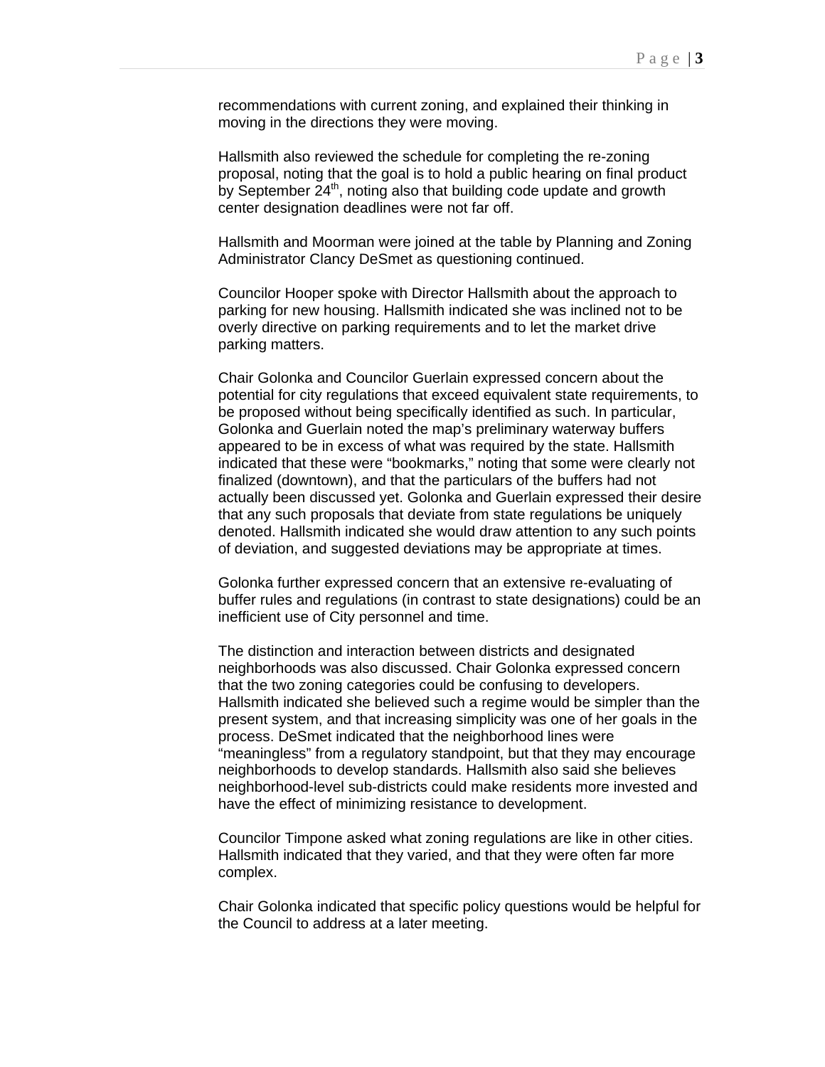recommendations with current zoning, and explained their thinking in moving in the directions they were moving.

Hallsmith also reviewed the schedule for completing the re-zoning proposal, noting that the goal is to hold a public hearing on final product by September 24th, noting also that building code update and growth center designation deadlines were not far off.

Hallsmith and Moorman were joined at the table by Planning and Zoning Administrator Clancy DeSmet as questioning continued.

Councilor Hooper spoke with Director Hallsmith about the approach to parking for new housing. Hallsmith indicated she was inclined not to be overly directive on parking requirements and to let the market drive parking matters.

Chair Golonka and Councilor Guerlain expressed concern about the potential for city regulations that exceed equivalent state requirements, to be proposed without being specifically identified as such. In particular, Golonka and Guerlain noted the map's preliminary waterway buffers appeared to be in excess of what was required by the state. Hallsmith indicated that these were "bookmarks," noting that some were clearly not finalized (downtown), and that the particulars of the buffers had not actually been discussed yet. Golonka and Guerlain expressed their desire that any such proposals that deviate from state regulations be uniquely denoted. Hallsmith indicated she would draw attention to any such points of deviation, and suggested deviations may be appropriate at times.

Golonka further expressed concern that an extensive re-evaluating of buffer rules and regulations (in contrast to state designations) could be an inefficient use of City personnel and time.

The distinction and interaction between districts and designated neighborhoods was also discussed. Chair Golonka expressed concern that the two zoning categories could be confusing to developers. Hallsmith indicated she believed such a regime would be simpler than the present system, and that increasing simplicity was one of her goals in the process. DeSmet indicated that the neighborhood lines were "meaningless" from a regulatory standpoint, but that they may encourage neighborhoods to develop standards. Hallsmith also said she believes neighborhood-level sub-districts could make residents more invested and have the effect of minimizing resistance to development.

Councilor Timpone asked what zoning regulations are like in other cities. Hallsmith indicated that they varied, and that they were often far more complex.

Chair Golonka indicated that specific policy questions would be helpful for the Council to address at a later meeting.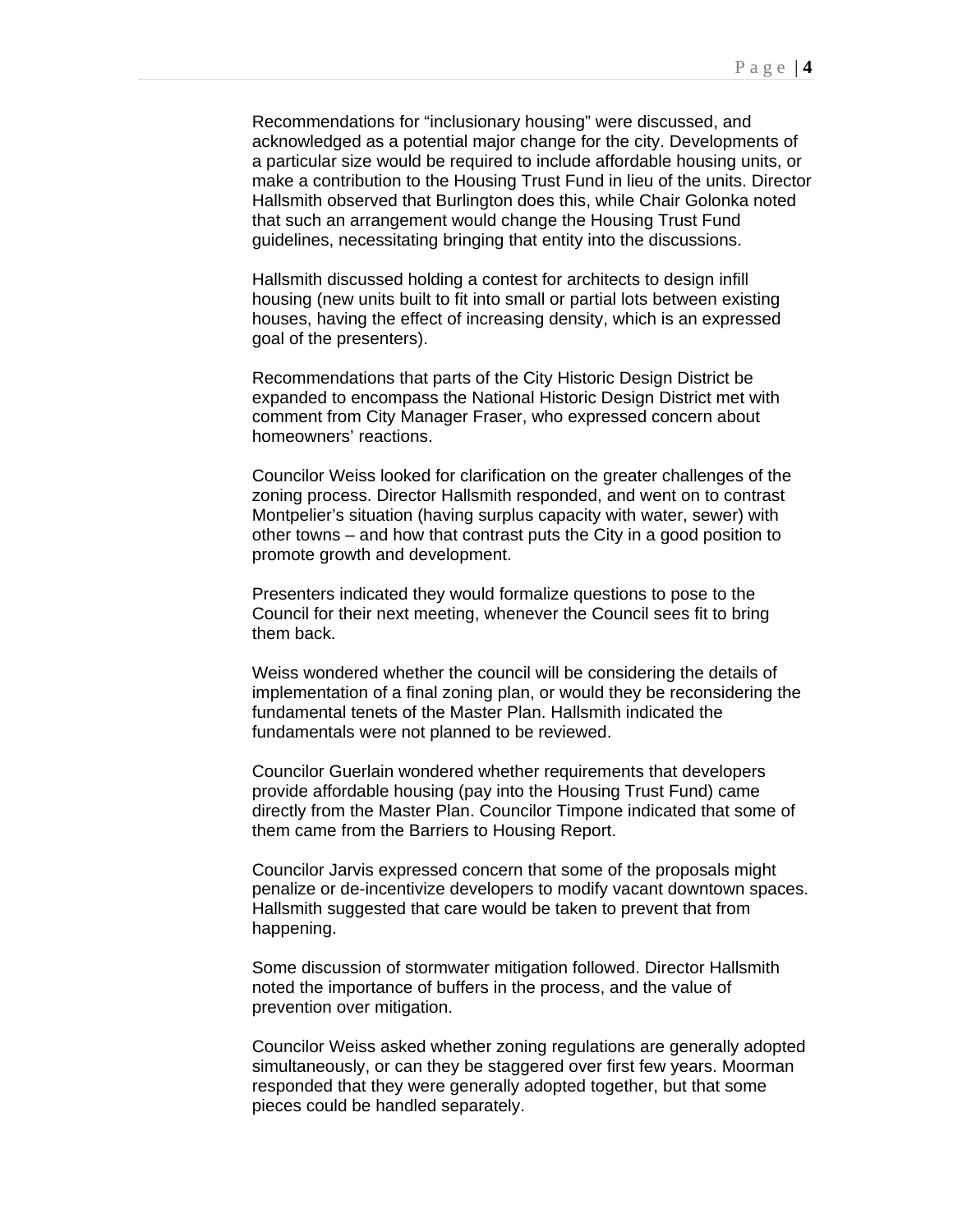Recommendations for “inclusionary housing” were discussed, and acknowledged as a potential major change for the city. Developments of a particular size would be required to include affordable housing units, or make a contribution to the Housing Trust Fund in lieu of the units. Director Hallsmith observed that Burlington does this, while Chair Golonka noted that such an arrangement would change the Housing Trust Fund guidelines, necessitating bringing that entity into the discussions.

Hallsmith discussed holding a contest for architects to design infill housing (new units built to fit into small or partial lots between existing houses, having the effect of increasing density, which is an expressed goal of the presenters).

Recommendations that parts of the City Historic Design District be expanded to encompass the National Historic Design District met with comment from City Manager Fraser, who expressed concern about homeowners’ reactions.

Councilor Weiss looked for clarification on the greater challenges of the zoning process. Director Hallsmith responded, and went on to contrast Montpelier’s situation (having surplus capacity with water, sewer) with other towns – and how that contrast puts the City in a good position to promote growth and development.

Presenters indicated they would formalize questions to pose to the Council for their next meeting, whenever the Council sees fit to bring them back.

Weiss wondered whether the council will be considering the details of implementation of a final zoning plan, or would they be reconsidering the fundamental tenets of the Master Plan. Hallsmith indicated the fundamentals were not planned to be reviewed.

Councilor Guerlain wondered whether requirements that developers provide affordable housing (pay into the Housing Trust Fund) came directly from the Master Plan. Councilor Timpone indicated that some of them came from the Barriers to Housing Report.

Councilor Jarvis expressed concern that some of the proposals might penalize or de-incentivize developers to modify vacant downtown spaces. Hallsmith suggested that care would be taken to prevent that from happening.

Some discussion of stormwater mitigation followed. Director Hallsmith noted the importance of buffers in the process, and the value of prevention over mitigation.

Councilor Weiss asked whether zoning regulations are generally adopted simultaneously, or can they be staggered over first few years. Moorman responded that they were generally adopted together, but that some pieces could be handled separately.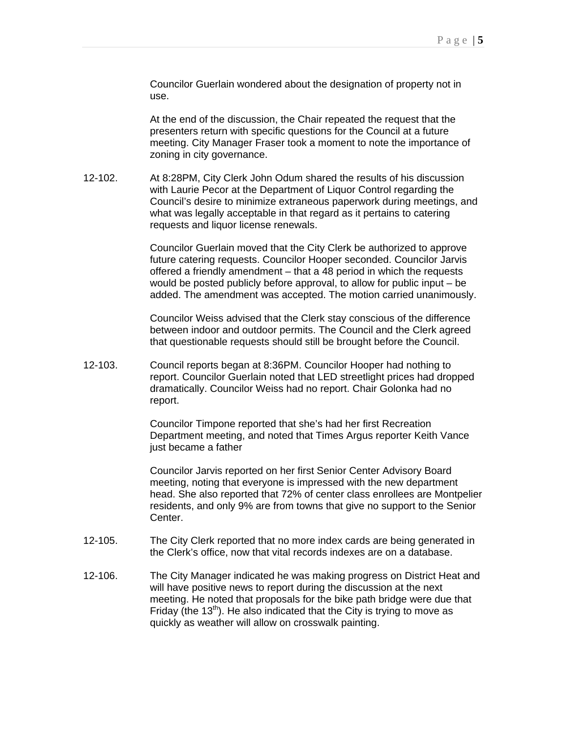Councilor Guerlain wondered about the designation of property not in use.

At the end of the discussion, the Chair repeated the request that the presenters return with specific questions for the Council at a future meeting. City Manager Fraser took a moment to note the importance of zoning in city governance.

12-102. At 8:28PM, City Clerk John Odum shared the results of his discussion with Laurie Pecor at the Department of Liquor Control regarding the Council's desire to minimize extraneous paperwork during meetings, and what was legally acceptable in that regard as it pertains to catering requests and liquor license renewals.

Councilor Guerlain moved that the City Clerk be authorized to approve future catering requests. Councilor Hooper seconded. Councilor Jarvis offered a friendly amendment – that a 48 period in which the requests would be posted publicly before approval, to allow for public input – be added. The amendment was accepted. The motion carried unanimously.

Councilor Weiss advised that the Clerk stay conscious of the difference between indoor and outdoor permits. The Council and the Clerk agreed that questionable requests should still be brought before the Council.

12-103. Council reports began at 8:36PM. Councilor Hooper had nothing to report. Councilor Guerlain noted that LED streetlight prices had dropped dramatically. Councilor Weiss had no report. Chair Golonka had no report.

Councilor Timpone reported that she's had her first Recreation Department meeting, and noted that Times Argus reporter Keith Vance just became a father

Councilor Jarvis reported on her first Senior Center Advisory Board meeting, noting that everyone is impressed with the new department head. She also reported that 72% of center class enrollees are Montpelier residents, and only 9% are from towns that give no support to the Senior Center.

12-105. The City Clerk reported that no more index cards are being generated in the Clerk's office, now that vital records indexes are on a database.

12-106. The City Manager indicated he was making progress on District Heat and will have positive news to report during the discussion at the next meeting. He noted that proposals for the bike path bridge were due that Friday (the 13th). He also indicated that the City is trying to move as quickly as weather will allow on crosswalk painting.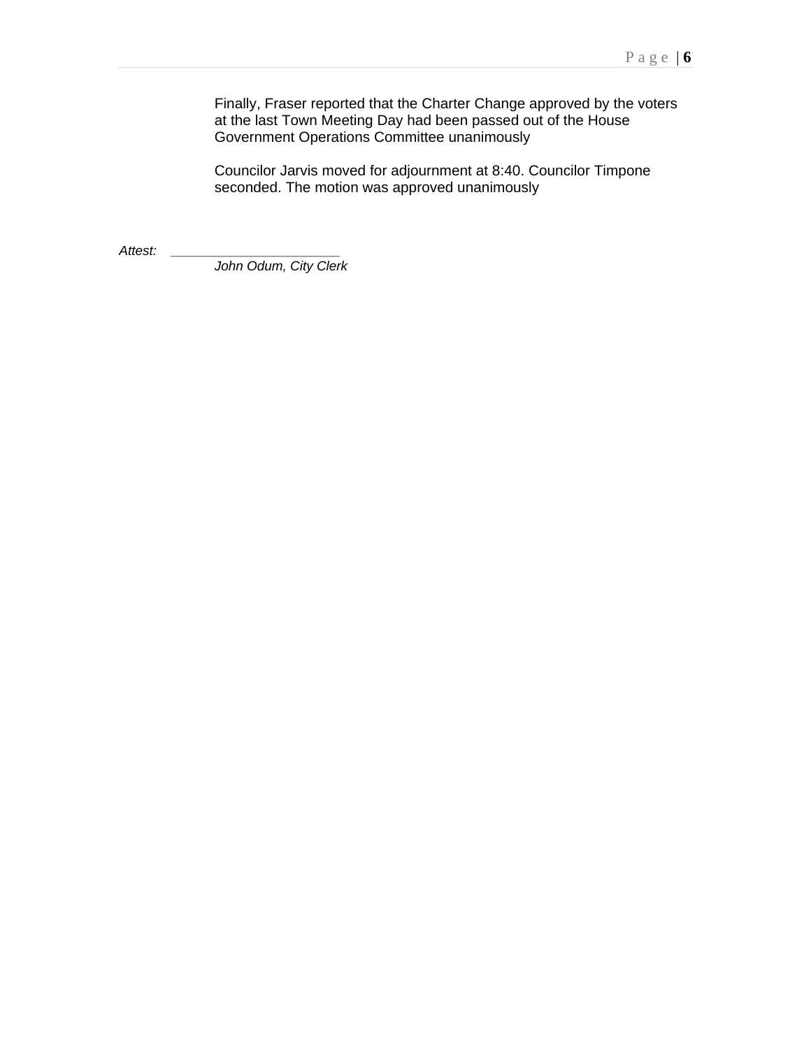Finally, Fraser reported that the Charter Change approved by the voters at the last Town Meeting Day had been passed out of the House Government Operations Committee unanimously

Councilor Jarvis moved for adjournment at 8:40. Councilor Timpone seconded. The motion was approved unanimously

*Attest:* ______________________

*John Odum, City Clerk*